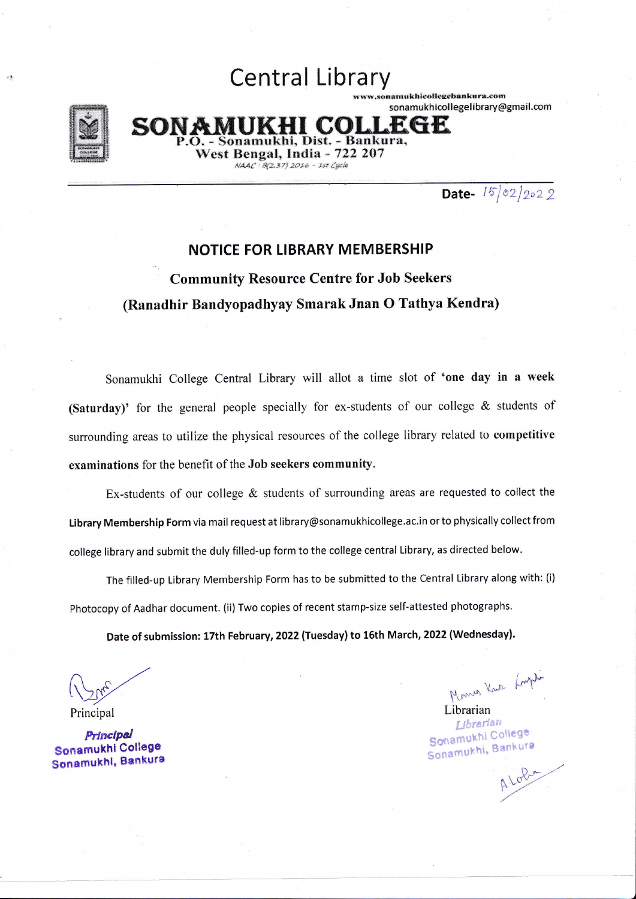# Central Library

www.sonamukhicollegebankura.com
sonamukhicollegelibrary@gmail.com

## SONAMUKHI COLLEGE

P.O. - Sonamukhi, Dist. - Bankura,
West Bengal, India - 722 207
NAAC : B(2.37) 2016 - 1st Cycle

Date- 15/02/2022

## NOTICE FOR LIBRARY MEMBERSHIP

### Community Resource Centre for Job Seekers

### (Ranadhir Bandyopadhyay Smarak Jnan O Tathya Kendra)

Sonamukhi College Central Library will allot a time slot of **'one day in a week (Saturday)'** for the general people specially for ex-students of our college & students of surrounding areas to utilize the physical resources of the college library related to **competitive examinations** for the benefit of the **Job seekers community**.

Ex-students of our college & students of surrounding areas are requested to collect the **Library Membership Form** via mail request at library@sonamukhicollege.ac.in or to physically collect from college library and submit the duly filled-up form to the college central Library, as directed below.

The filled-up Library Membership Form has to be submitted to the Central Library along with: (i) Photocopy of Aadhar document. (ii) Two copies of recent stamp-size self-attested photographs.

**Date of submission: 17th February, 2022 (Tuesday) to 16th March, 2022 (Wednesday).**

Principal
*Principal*
Sonamukhi College
Sonamukhi, Bankura

Librarian
*Librarian*
Sonamukhi College
Sonamukhi, Bankura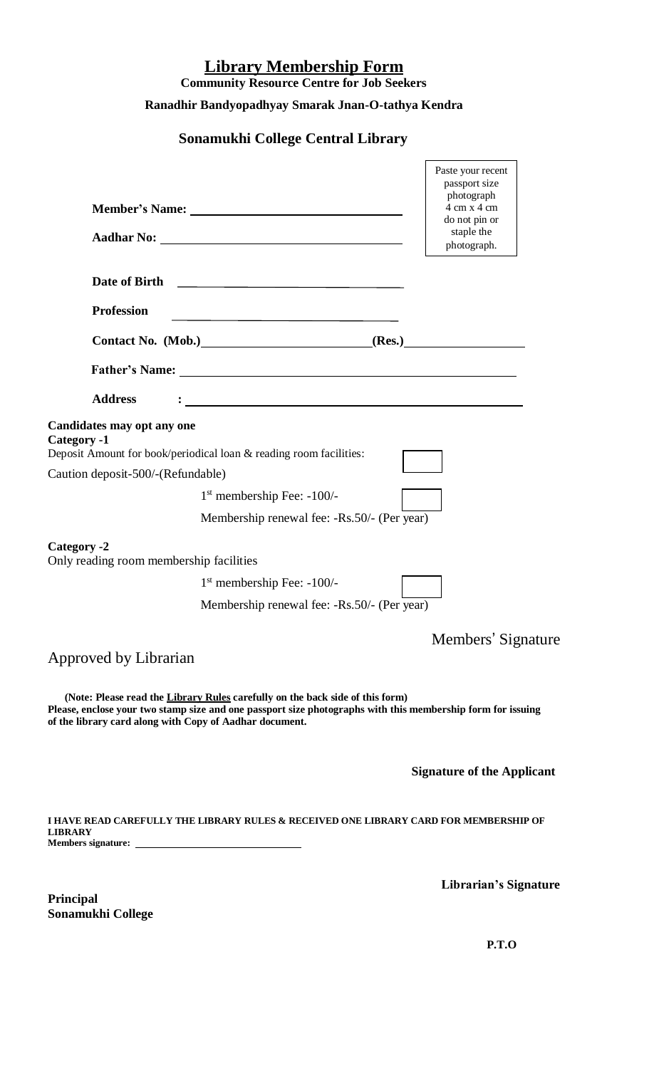# Library Membership Form

**Community Resource Centre for Job Seekers**

**Ranadhir Bandyopadhyay Smarak Jnan-O-tathya Kendra**

## Sonamukhi College Central Library

Paste your recent passport size photograph 4 cm x 4 cm do not pin or staple the photograph.

**Member's Name:** ______________________________

**Aadhar No:** ______________________________

**Date of Birth** ______________________________

**Profession** ______________________________

**Contact No. (Mob.)** ____________________ **(Res.)** ____________________

**Father's Name:** ______________________________

**Address** : ______________________________

**Candidates may opt any one**

**Category -1**

Deposit Amount for book/periodical loan & reading room facilities: [ ]

Caution deposit-500/-(Refundable)

1st membership Fee: -100/- [ ]

Membership renewal fee: -Rs.50/- (Per year)

**Category -2**

Only reading room membership facilities

1st membership Fee: -100/- [ ]

Membership renewal fee: -Rs.50/- (Per year)

Members' Signature

Approved by Librarian

**(Note: Please read the Library Rules carefully on the back side of this form)**
**Please, enclose your two stamp size and one passport size photographs with this membership form for issuing of the library card along with Copy of Aadhar document.**

**Signature of the Applicant**

**I HAVE READ CAREFULLY THE LIBRARY RULES & RECEIVED ONE LIBRARY CARD FOR MEMBERSHIP OF LIBRARY**

**Members signature:** ______________________________

**Librarian's Signature**

**Principal**
**Sonamukhi College**

**P.T.O**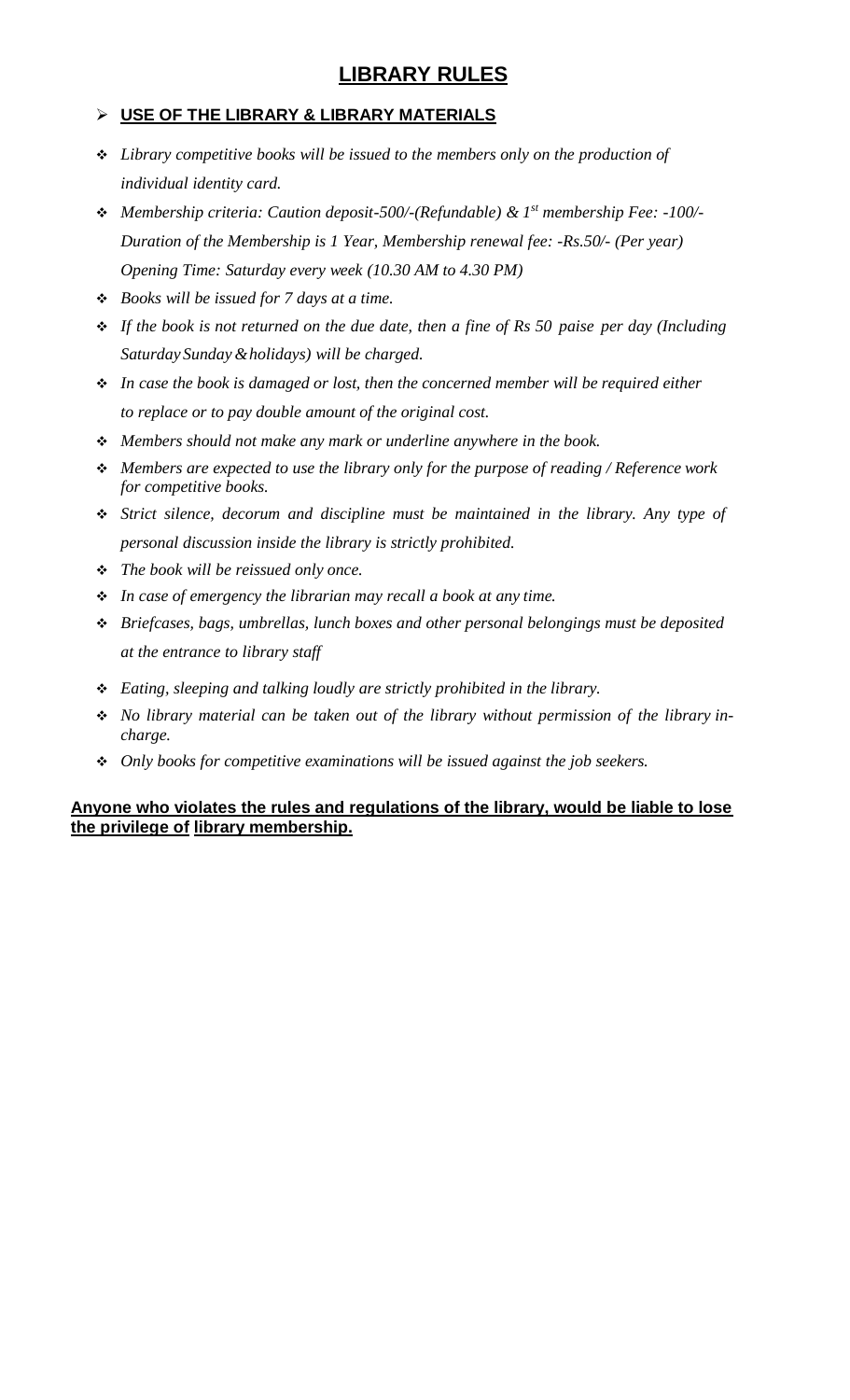# LIBRARY RULES

## USE OF THE LIBRARY & LIBRARY MATERIALS

- *Library competitive books will be issued to the members only on the production of individual identity card.*
- *Membership criteria: Caution deposit-500/-(Refundable) & 1st membership Fee: -100/- Duration of the Membership is 1 Year, Membership renewal fee: -Rs.50/- (Per year) Opening Time: Saturday every week (10.30 AM to 4.30 PM)*
- *Books will be issued for 7 days at a time.*
- *If the book is not returned on the due date, then a fine of Rs 50 paise per day (Including Saturday Sunday & holidays) will be charged.*
- *In case the book is damaged or lost, then the concerned member will be required either to replace or to pay double amount of the original cost.*
- *Members should not make any mark or underline anywhere in the book.*
- *Members are expected to use the library only for the purpose of reading / Reference work for competitive books.*
- *Strict silence, decorum and discipline must be maintained in the library. Any type of personal discussion inside the library is strictly prohibited.*
- *The book will be reissued only once.*
- *In case of emergency the librarian may recall a book at any time.*
- *Briefcases, bags, umbrellas, lunch boxes and other personal belongings must be deposited at the entrance to library staff*
- *Eating, sleeping and talking loudly are strictly prohibited in the library.*
- *No library material can be taken out of the library without permission of the library in-charge.*
- *Only books for competitive examinations will be issued against the job seekers.*

**Anyone who violates the rules and regulations of the library, would be liable to lose the privilege of library membership.**